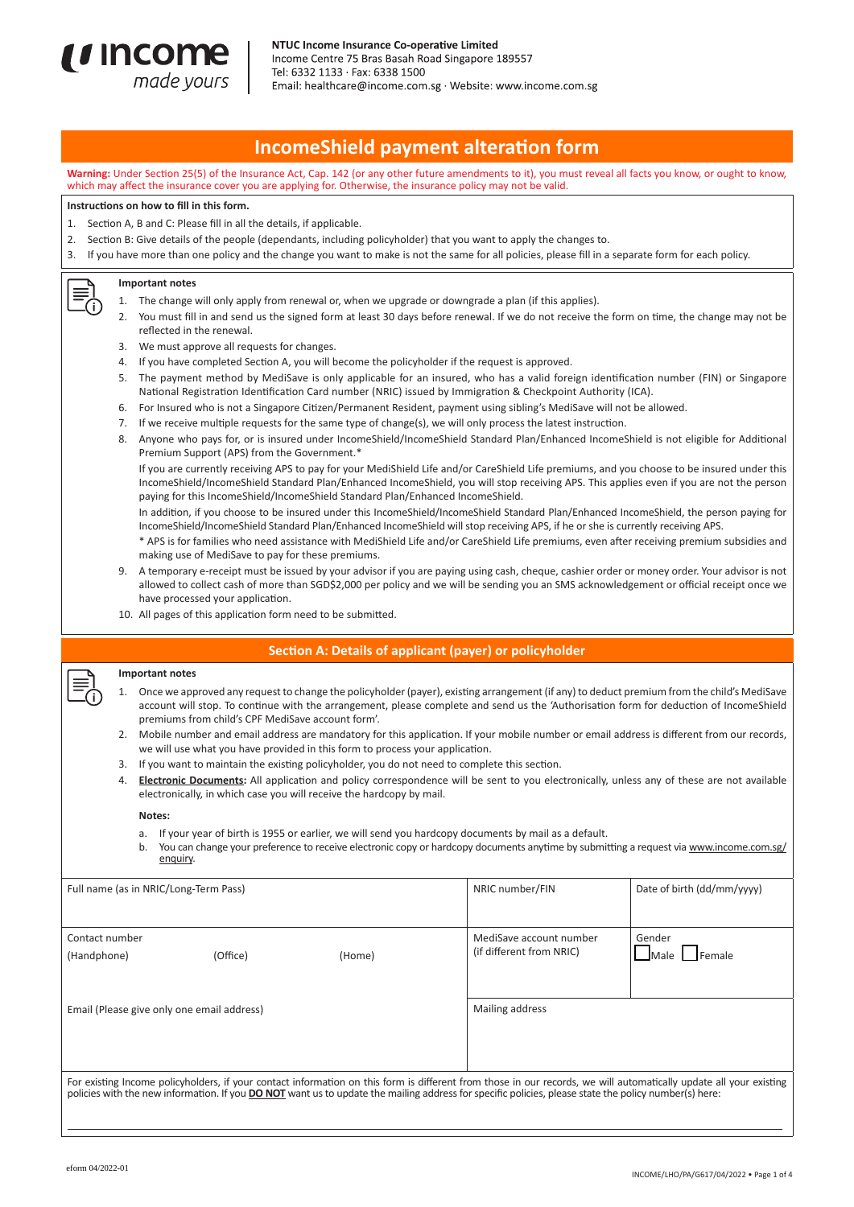**NTUC Income Insurance Co-operative Limited**
Income Centre 75 Bras Basah Road Singapore 189557
Tel: 6332 1133 · Fax: 6338 1500
Email: healthcare@income.com.sg · Website: www.income.com.sg

# IncomeShield payment alteration form

**Warning:** Under Section 25(5) of the Insurance Act, Cap. 142 (or any other future amendments to it), you must reveal all facts you know, or ought to know, which may affect the insurance cover you are applying for. Otherwise, the insurance policy may not be valid.

**Instructions on how to fill in this form.**

1. Section A, B and C: Please fill in all the details, if applicable.
2. Section B: Give details of the people (dependants, including policyholder) that you want to apply the changes to.
3. If you have more than one policy and the change you want to make is not the same for all policies, please fill in a separate form for each policy.

**Important notes**

1. The change will only apply from renewal or, when we upgrade or downgrade a plan (if this applies).
2. You must fill in and send us the signed form at least 30 days before renewal. If we do not receive the form on time, the change may not be reflected in the renewal.
3. We must approve all requests for changes.
4. If you have completed Section A, you will become the policyholder if the request is approved.
5. The payment method by MediSave is only applicable for an insured, who has a valid foreign identification number (FIN) or Singapore National Registration Identification Card number (NRIC) issued by Immigration & Checkpoint Authority (ICA).
6. For Insured who is not a Singapore Citizen/Permanent Resident, payment using sibling's MediSave will not be allowed.
7. If we receive multiple requests for the same type of change(s), we will only process the latest instruction.
8. Anyone who pays for, or is insured under IncomeShield/IncomeShield Standard Plan/Enhanced IncomeShield is not eligible for Additional Premium Support (APS) from the Government.*

   If you are currently receiving APS to pay for your MediShield Life and/or CareShield Life premiums, and you choose to be insured under this IncomeShield/IncomeShield Standard Plan/Enhanced IncomeShield, you will stop receiving APS. This applies even if you are not the person paying for this IncomeShield/IncomeShield Standard Plan/Enhanced IncomeShield.

   In addition, if you choose to be insured under this IncomeShield/IncomeShield Standard Plan/Enhanced IncomeShield, the person paying for IncomeShield/IncomeShield Standard Plan/Enhanced IncomeShield will stop receiving APS, if he or she is currently receiving APS.

   * APS is for families who need assistance with MediShield Life and/or CareShield Life premiums, even after receiving premium subsidies and making use of MediSave to pay for these premiums.
9. A temporary e-receipt must be issued by your advisor if you are paying using cash, cheque, cashier order or money order. Your advisor is not allowed to collect cash of more than SGD$2,000 per policy and we will be sending you an SMS acknowledgement or official receipt once we have processed your application.
10. All pages of this application form need to be submitted.

## Section A: Details of applicant (payer) or policyholder

**Important notes**

1. Once we approved any request to change the policyholder (payer), existing arrangement (if any) to deduct premium from the child's MediSave account will stop. To continue with the arrangement, please complete and send us the 'Authorisation form for deduction of IncomeShield premiums from child's CPF MediSave account form'.
2. Mobile number and email address are mandatory for this application. If your mobile number or email address is different from our records, we will use what you have provided in this form to process your application.
3. If you want to maintain the existing policyholder, you do not need to complete this section.
4. **Electronic Documents:** All application and policy correspondence will be sent to you electronically, unless any of these are not available electronically, in which case you will receive the hardcopy by mail.

   **Notes:**

   a. If your year of birth is 1955 or earlier, we will send you hardcopy documents by mail as a default.
   b. You can change your preference to receive electronic copy or hardcopy documents anytime by submitting a request via www.income.com.sg/enquiry.

| Full name (as in NRIC/Long-Term Pass) | NRIC number/FIN | Date of birth (dd/mm/yyyy) |
|---|---|---|
| Contact number (Handphone) (Office) (Home) | MediSave account number (if different from NRIC) | Gender ☐ Male ☐ Female |
| Email (Please give only one email address) | Mailing address | |

For existing Income policyholders, if your contact information on this form is different from those in our records, we will automatically update all your existing policies with the new information. If you **DO NOT** want us to update the mailing address for specific policies, please state the policy number(s) here:

eform 04/2022-01

INCOME/LHO/PA/G617/04/2022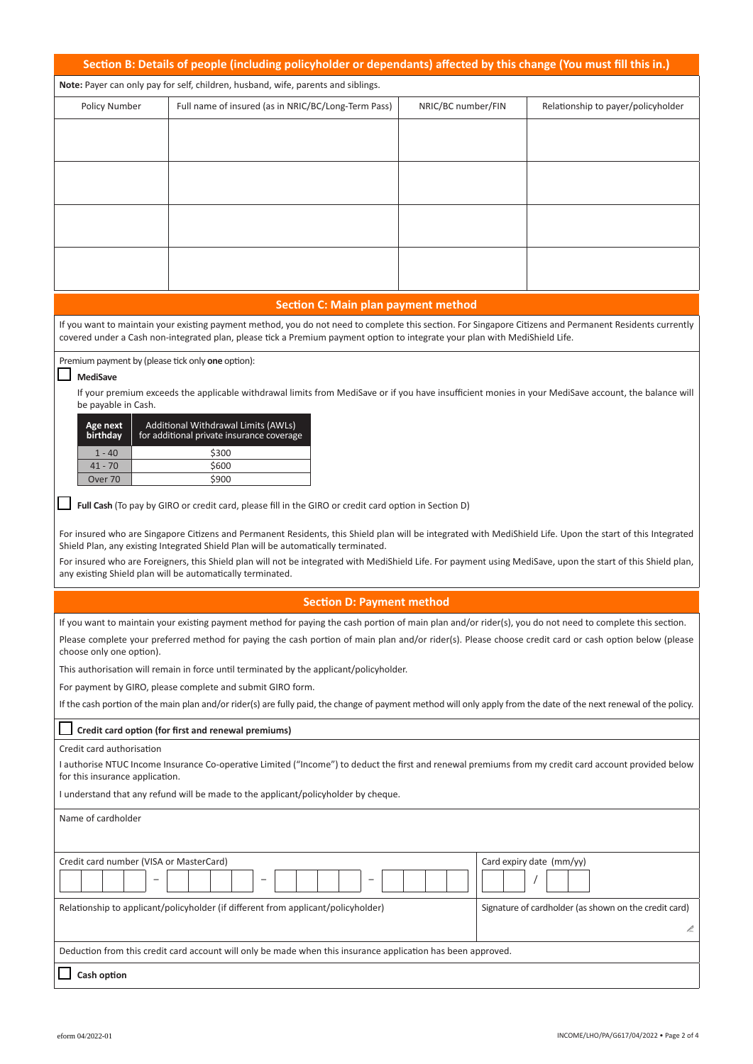## Section B: Details of people (including policyholder or dependants) affected by this change (You must fill this in.)

**Note:** Payer can only pay for self, children, husband, wife, parents and siblings.

| Policy Number | Full name of insured (as in NRIC/BC/Long-Term Pass) | NRIC/BC number/FIN | Relationship to payer/policyholder |
|---|---|---|---|
| | | | |
| | | | |
| | | | |
| | | | |

## Section C: Main plan payment method

If you want to maintain your existing payment method, you do not need to complete this section. For Singapore Citizens and Permanent Residents currently covered under a Cash non-integrated plan, please tick a Premium payment option to integrate your plan with MediShield Life.

Premium payment by (please tick only **one** option):

☐ **MediSave**

If your premium exceeds the applicable withdrawal limits from MediSave or if you have insufficient monies in your MediSave account, the balance will be payable in Cash.

| Age next birthday | Additional Withdrawal Limits (AWLs) for additional private insurance coverage |
|---|---|
| 1 - 40 | $300 |
| 41 - 70 | $600 |
| Over 70 | $900 |

☐ **Full Cash** (To pay by GIRO or credit card, please fill in the GIRO or credit card option in Section D)

For insured who are Singapore Citizens and Permanent Residents, this Shield plan will be integrated with MediShield Life. Upon the start of this Integrated Shield Plan, any existing Integrated Shield Plan will be automatically terminated.

For insured who are Foreigners, this Shield plan will not be integrated with MediShield Life. For payment using MediSave, upon the start of this Shield plan, any existing Shield plan will be automatically terminated.

## Section D: Payment method

If you want to maintain your existing payment method for paying the cash portion of main plan and/or rider(s), you do not need to complete this section.

Please complete your preferred method for paying the cash portion of main plan and/or rider(s). Please choose credit card or cash option below (please choose only one option).

This authorisation will remain in force until terminated by the applicant/policyholder.

For payment by GIRO, please complete and submit GIRO form.

If the cash portion of the main plan and/or rider(s) are fully paid, the change of payment method will only apply from the date of the next renewal of the policy.

☐ **Credit card option (for first and renewal premiums)**

Credit card authorisation

I authorise NTUC Income Insurance Co-operative Limited ("Income") to deduct the first and renewal premiums from my credit card account provided below for this insurance application.

I understand that any refund will be made to the applicant/policyholder by cheque.

Name of cardholder

| Credit card number (VISA or MasterCard) | Card expiry date (mm/yy) |
|---|---|
| ☐☐☐☐ – ☐☐☐☐ – ☐☐☐☐ – ☐☐☐☐ | ☐☐ / ☐☐ |
| Relationship to applicant/policyholder (if different from applicant/policyholder) | Signature of cardholder (as shown on the credit card) |

Deduction from this credit card account will only be made when this insurance application has been approved.

☐ **Cash option**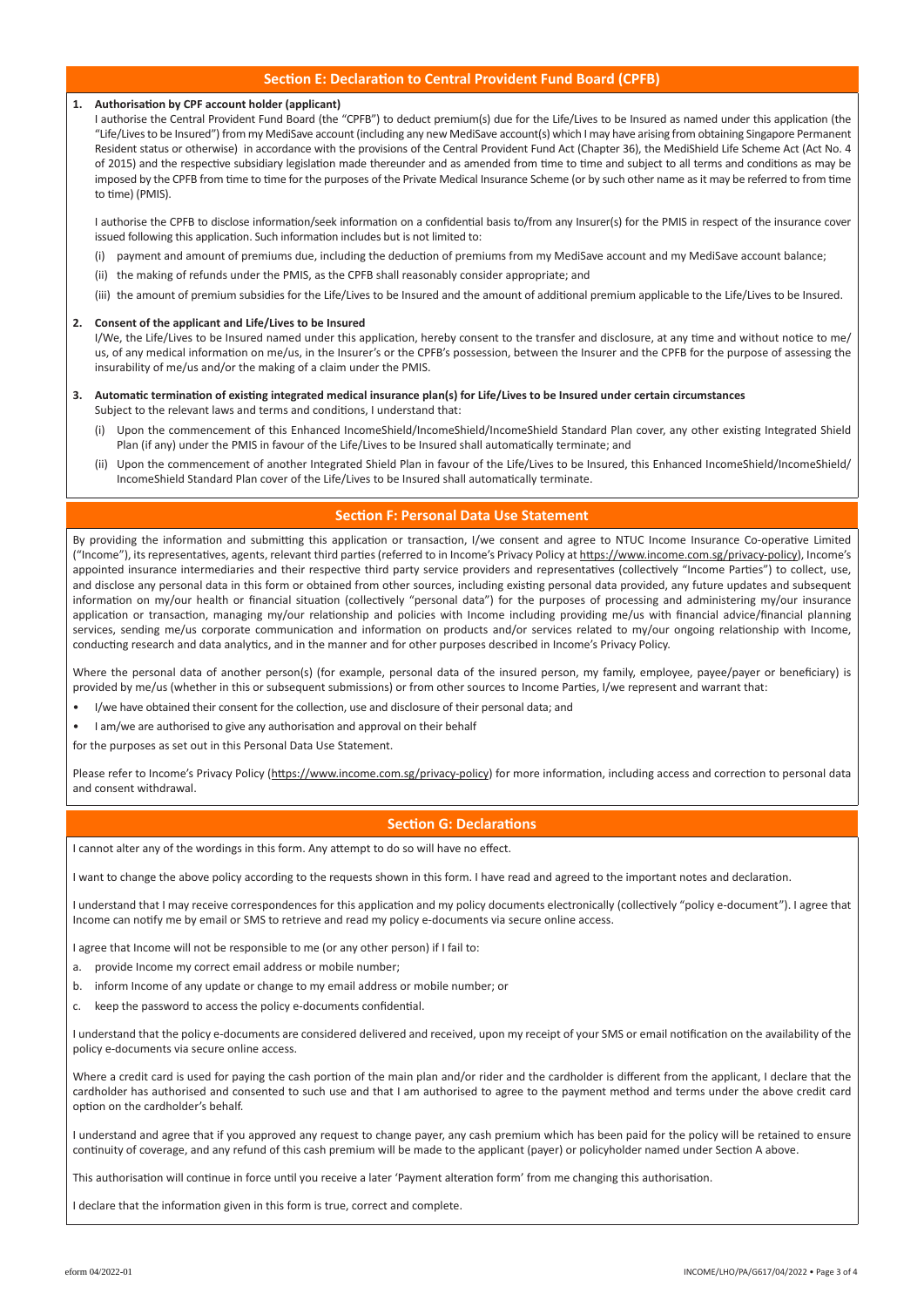## Section E: Declaration to Central Provident Fund Board (CPFB)

**1. Authorisation by CPF account holder (applicant)**

I authorise the Central Provident Fund Board (the "CPFB") to deduct premium(s) due for the Life/Lives to be Insured as named under this application (the "Life/Lives to be Insured") from my MediSave account (including any new MediSave account(s) which I may have arising from obtaining Singapore Permanent Resident status or otherwise) in accordance with the provisions of the Central Provident Fund Act (Chapter 36), the MediShield Life Scheme Act (Act No. 4 of 2015) and the respective subsidiary legislation made thereunder and as amended from time to time and subject to all terms and conditions as may be imposed by the CPFB from time to time for the purposes of the Private Medical Insurance Scheme (or by such other name as it may be referred to from time to time) (PMIS).

I authorise the CPFB to disclose information/seek information on a confidential basis to/from any Insurer(s) for the PMIS in respect of the insurance cover issued following this application. Such information includes but is not limited to:

(i) payment and amount of premiums due, including the deduction of premiums from my MediSave account and my MediSave account balance;

(ii) the making of refunds under the PMIS, as the CPFB shall reasonably consider appropriate; and

(iii) the amount of premium subsidies for the Life/Lives to be Insured and the amount of additional premium applicable to the Life/Lives to be Insured.

**2. Consent of the applicant and Life/Lives to be Insured**

I/We, the Life/Lives to be Insured named under this application, hereby consent to the transfer and disclosure, at any time and without notice to me/us, of any medical information on me/us, in the Insurer's or the CPFB's possession, between the Insurer and the CPFB for the purpose of assessing the insurability of me/us and/or the making of a claim under the PMIS.

**3. Automatic termination of existing integrated medical insurance plan(s) for Life/Lives to be Insured under certain circumstances**

Subject to the relevant laws and terms and conditions, I understand that:

(i) Upon the commencement of this Enhanced IncomeShield/IncomeShield/IncomeShield Standard Plan cover, any other existing Integrated Shield Plan (if any) under the PMIS in favour of the Life/Lives to be Insured shall automatically terminate; and

(ii) Upon the commencement of another Integrated Shield Plan in favour of the Life/Lives to be Insured, this Enhanced IncomeShield/IncomeShield/IncomeShield Standard Plan cover of the Life/Lives to be Insured shall automatically terminate.

## Section F: Personal Data Use Statement

By providing the information and submitting this application or transaction, I/we consent and agree to NTUC Income Insurance Co-operative Limited ("Income"), its representatives, agents, relevant third parties (referred to in Income's Privacy Policy at https://www.income.com.sg/privacy-policy), Income's appointed insurance intermediaries and their respective third party service providers and representatives (collectively "Income Parties") to collect, use, and disclose any personal data in this form or obtained from other sources, including existing personal data provided, any future updates and subsequent information on my/our health or financial situation (collectively "personal data") for the purposes of processing and administering my/our insurance application or transaction, managing my/our relationship and policies with Income including providing me/us with financial advice/financial planning services, sending me/us corporate communication and information on products and/or services related to my/our ongoing relationship with Income, conducting research and data analytics, and in the manner and for other purposes described in Income's Privacy Policy.

Where the personal data of another person(s) (for example, personal data of the insured person, my family, employee, payee/payer or beneficiary) is provided by me/us (whether in this or subsequent submissions) or from other sources to Income Parties, I/we represent and warrant that:

- I/we have obtained their consent for the collection, use and disclosure of their personal data; and
- I am/we are authorised to give any authorisation and approval on their behalf

for the purposes as set out in this Personal Data Use Statement.

Please refer to Income's Privacy Policy (https://www.income.com.sg/privacy-policy) for more information, including access and correction to personal data and consent withdrawal.

## Section G: Declarations

I cannot alter any of the wordings in this form. Any attempt to do so will have no effect.

I want to change the above policy according to the requests shown in this form. I have read and agreed to the important notes and declaration.

I understand that I may receive correspondences for this application and my policy documents electronically (collectively "policy e-document"). I agree that Income can notify me by email or SMS to retrieve and read my policy e-documents via secure online access.

I agree that Income will not be responsible to me (or any other person) if I fail to:

a. provide Income my correct email address or mobile number;

b. inform Income of any update or change to my email address or mobile number; or

c. keep the password to access the policy e-documents confidential.

I understand that the policy e-documents are considered delivered and received, upon my receipt of your SMS or email notification on the availability of the policy e-documents via secure online access.

Where a credit card is used for paying the cash portion of the main plan and/or rider and the cardholder is different from the applicant, I declare that the cardholder has authorised and consented to such use and that I am authorised to agree to the payment method and terms under the above credit card option on the cardholder's behalf.

I understand and agree that if you approved any request to change payer, any cash premium which has been paid for the policy will be retained to ensure continuity of coverage, and any refund of this cash premium will be made to the applicant (payer) or policyholder named under Section A above.

This authorisation will continue in force until you receive a later 'Payment alteration form' from me changing this authorisation.

I declare that the information given in this form is true, correct and complete.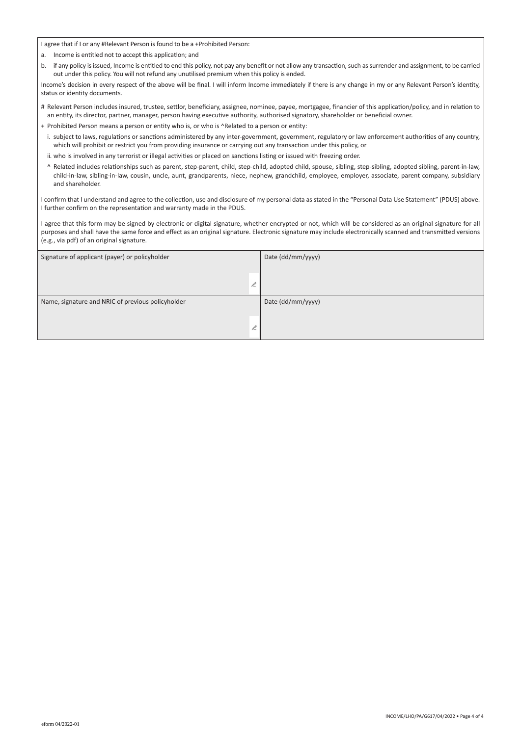I agree that if I or any #Relevant Person is found to be a +Prohibited Person:

a. Income is entitled not to accept this application; and

b. if any policy is issued, Income is entitled to end this policy, not pay any benefit or not allow any transaction, such as surrender and assignment, to be carried out under this policy. You will not refund any unutilised premium when this policy is ended.

Income's decision in every respect of the above will be final. I will inform Income immediately if there is any change in my or any Relevant Person's identity, status or identity documents.

# Relevant Person includes insured, trustee, settlor, beneficiary, assignee, nominee, payee, mortgagee, financier of this application/policy, and in relation to an entity, its director, partner, manager, person having executive authority, authorised signatory, shareholder or beneficial owner.

+ Prohibited Person means a person or entity who is, or who is ^Related to a person or entity:

i. subject to laws, regulations or sanctions administered by any inter-government, government, regulatory or law enforcement authorities of any country, which will prohibit or restrict you from providing insurance or carrying out any transaction under this policy, or

ii. who is involved in any terrorist or illegal activities or placed on sanctions listing or issued with freezing order.

^ Related includes relationships such as parent, step-parent, child, step-child, adopted child, spouse, sibling, step-sibling, adopted sibling, parent-in-law, child-in-law, sibling-in-law, cousin, uncle, aunt, grandparents, niece, nephew, grandchild, employee, employer, associate, parent company, subsidiary and shareholder.

I confirm that I understand and agree to the collection, use and disclosure of my personal data as stated in the "Personal Data Use Statement" (PDUS) above. I further confirm on the representation and warranty made in the PDUS.

I agree that this form may be signed by electronic or digital signature, whether encrypted or not, which will be considered as an original signature for all purposes and shall have the same force and effect as an original signature. Electronic signature may include electronically scanned and transmitted versions (e.g., via pdf) of an original signature.

| | |
|---|---|
| Signature of applicant (payer) or policyholder | Date (dd/mm/yyyy) |
| Name, signature and NRIC of previous policyholder | Date (dd/mm/yyyy) |

INCOME/LHO/PA/G617/04/2022

eform 04/2022-01